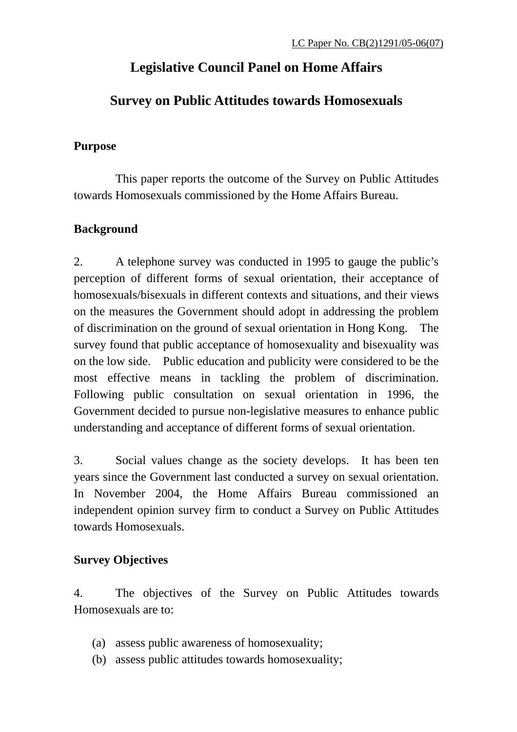LC Paper No. CB(2)1291/05-06(07)

# Legislative Council Panel on Home Affairs

# Survey on Public Attitudes towards Homosexuals

## Purpose

This paper reports the outcome of the Survey on Public Attitudes towards Homosexuals commissioned by the Home Affairs Bureau.

## Background

2. A telephone survey was conducted in 1995 to gauge the public's perception of different forms of sexual orientation, their acceptance of homosexuals/bisexuals in different contexts and situations, and their views on the measures the Government should adopt in addressing the problem of discrimination on the ground of sexual orientation in Hong Kong. The survey found that public acceptance of homosexuality and bisexuality was on the low side. Public education and publicity were considered to be the most effective means in tackling the problem of discrimination. Following public consultation on sexual orientation in 1996, the Government decided to pursue non-legislative measures to enhance public understanding and acceptance of different forms of sexual orientation.

3. Social values change as the society develops. It has been ten years since the Government last conducted a survey on sexual orientation. In November 2004, the Home Affairs Bureau commissioned an independent opinion survey firm to conduct a Survey on Public Attitudes towards Homosexuals.

## Survey Objectives

4. The objectives of the Survey on Public Attitudes towards Homosexuals are to:

(a) assess public awareness of homosexuality;
(b) assess public attitudes towards homosexuality;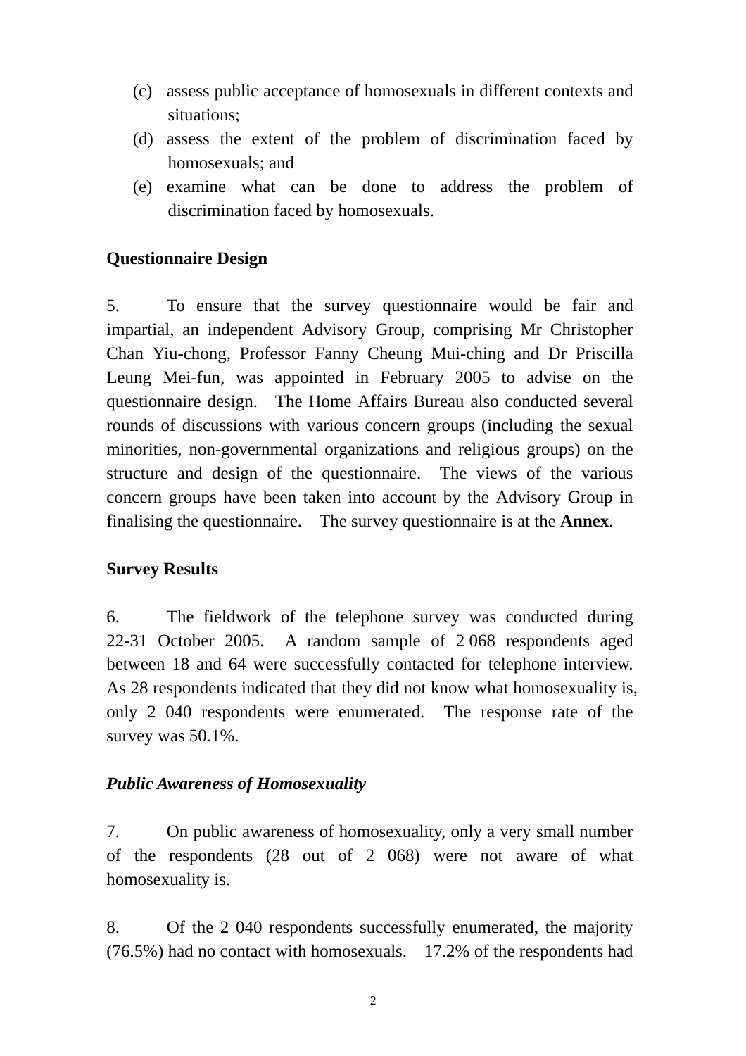(c) assess public acceptance of homosexuals in different contexts and situations;
(d) assess the extent of the problem of discrimination faced by homosexuals; and
(e) examine what can be done to address the problem of discrimination faced by homosexuals.

**Questionnaire Design**

5. To ensure that the survey questionnaire would be fair and impartial, an independent Advisory Group, comprising Mr Christopher Chan Yiu-chong, Professor Fanny Cheung Mui-ching and Dr Priscilla Leung Mei-fun, was appointed in February 2005 to advise on the questionnaire design. The Home Affairs Bureau also conducted several rounds of discussions with various concern groups (including the sexual minorities, non-governmental organizations and religious groups) on the structure and design of the questionnaire. The views of the various concern groups have been taken into account by the Advisory Group in finalising the questionnaire. The survey questionnaire is at the **Annex**.

**Survey Results**

6. The fieldwork of the telephone survey was conducted during 22-31 October 2005. A random sample of 2 068 respondents aged between 18 and 64 were successfully contacted for telephone interview. As 28 respondents indicated that they did not know what homosexuality is, only 2 040 respondents were enumerated. The response rate of the survey was 50.1%.

***Public Awareness of Homosexuality***

7. On public awareness of homosexuality, only a very small number of the respondents (28 out of 2 068) were not aware of what homosexuality is.

8. Of the 2 040 respondents successfully enumerated, the majority (76.5%) had no contact with homosexuals. 17.2% of the respondents had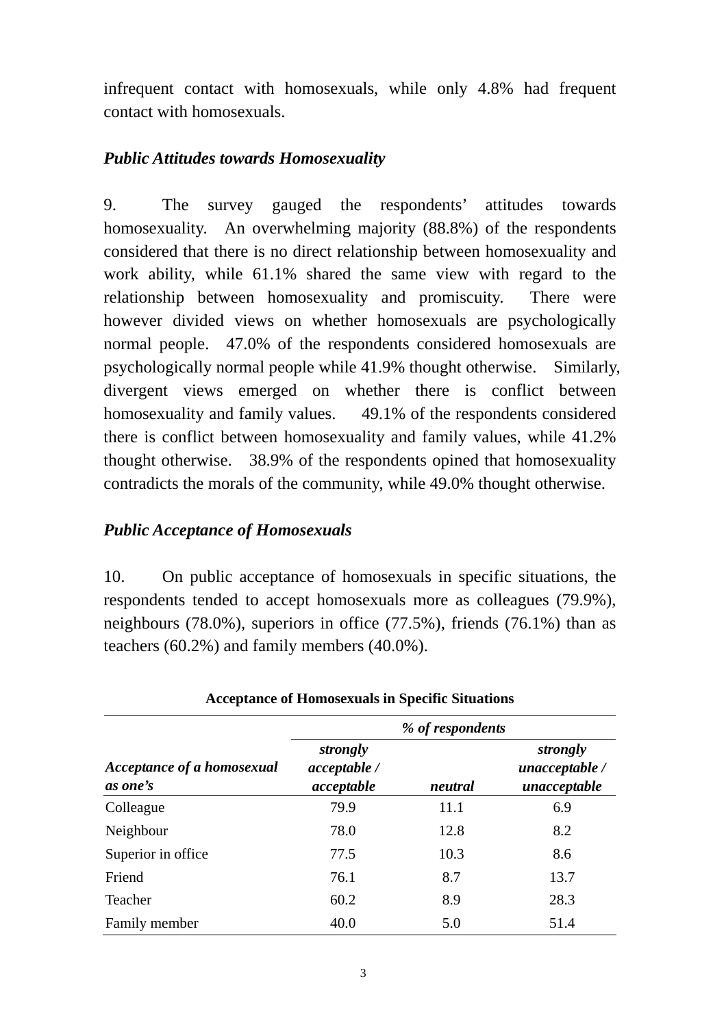infrequent contact with homosexuals, while only 4.8% had frequent contact with homosexuals.

### *Public Attitudes towards Homosexuality*

9. The survey gauged the respondents' attitudes towards homosexuality. An overwhelming majority (88.8%) of the respondents considered that there is no direct relationship between homosexuality and work ability, while 61.1% shared the same view with regard to the relationship between homosexuality and promiscuity. There were however divided views on whether homosexuals are psychologically normal people. 47.0% of the respondents considered homosexuals are psychologically normal people while 41.9% thought otherwise. Similarly, divergent views emerged on whether there is conflict between homosexuality and family values. 49.1% of the respondents considered there is conflict between homosexuality and family values, while 41.2% thought otherwise. 38.9% of the respondents opined that homosexuality contradicts the morals of the community, while 49.0% thought otherwise.

### *Public Acceptance of Homosexuals*

10. On public acceptance of homosexuals in specific situations, the respondents tended to accept homosexuals more as colleagues (79.9%), neighbours (78.0%), superiors in office (77.5%), friends (76.1%) than as teachers (60.2%) and family members (40.0%).

**Acceptance of Homosexuals in Specific Situations**

| | *% of respondents* | | |
|---|---|---|---|
| ***Acceptance of a homosexual as one's*** | ***strongly acceptable / acceptable*** | ***neutral*** | ***strongly unacceptable / unacceptable*** |
| Colleague | 79.9 | 11.1 | 6.9 |
| Neighbour | 78.0 | 12.8 | 8.2 |
| Superior in office | 77.5 | 10.3 | 8.6 |
| Friend | 76.1 | 8.7 | 13.7 |
| Teacher | 60.2 | 8.9 | 28.3 |
| Family member | 40.0 | 5.0 | 51.4 |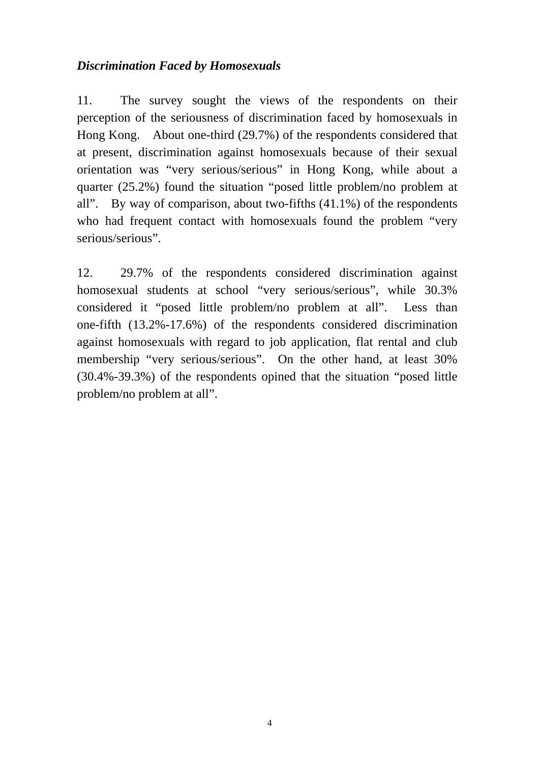***Discrimination Faced by Homosexuals***

11. The survey sought the views of the respondents on their perception of the seriousness of discrimination faced by homosexuals in Hong Kong. About one-third (29.7%) of the respondents considered that at present, discrimination against homosexuals because of their sexual orientation was "very serious/serious" in Hong Kong, while about a quarter (25.2%) found the situation "posed little problem/no problem at all". By way of comparison, about two-fifths (41.1%) of the respondents who had frequent contact with homosexuals found the problem "very serious/serious".

12. 29.7% of the respondents considered discrimination against homosexual students at school "very serious/serious", while 30.3% considered it "posed little problem/no problem at all". Less than one-fifth (13.2%-17.6%) of the respondents considered discrimination against homosexuals with regard to job application, flat rental and club membership "very serious/serious". On the other hand, at least 30% (30.4%-39.3%) of the respondents opined that the situation "posed little problem/no problem at all".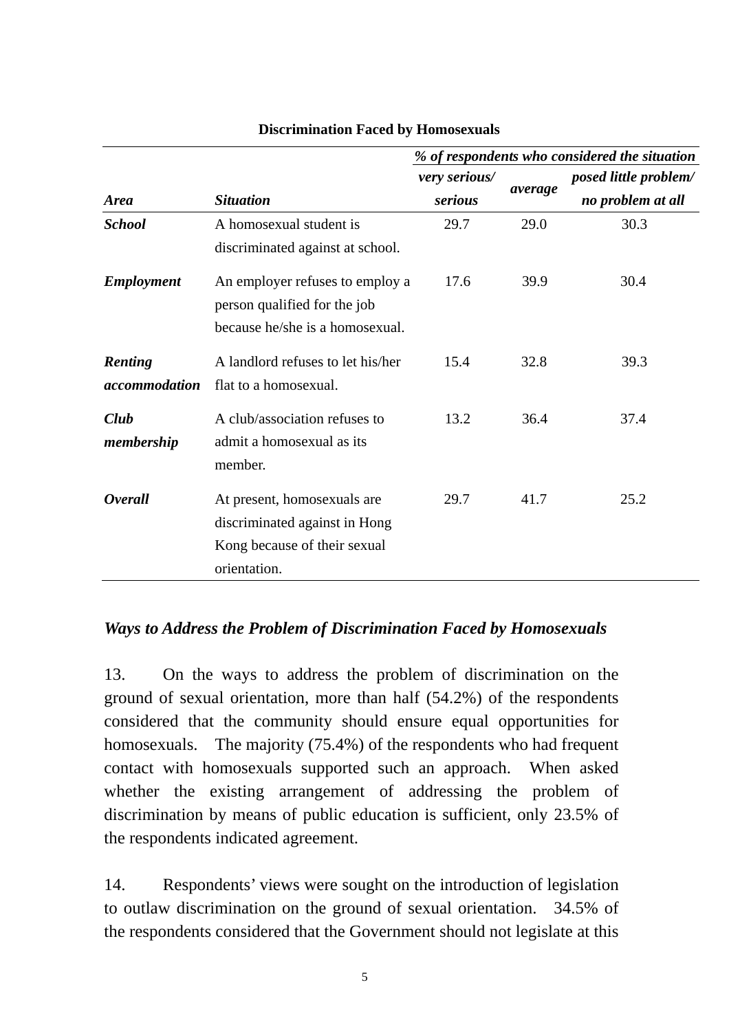**Discrimination Faced by Homosexuals**

| | | *% of respondents who considered the situation* | | |
|---|---|---|---|---|
| ***Area*** | ***Situation*** | ***very serious/ serious*** | ***average*** | ***posed little problem/ no problem at all*** |
| ***School*** | A homosexual student is discriminated against at school. | 29.7 | 29.0 | 30.3 |
| ***Employment*** | An employer refuses to employ a person qualified for the job because he/she is a homosexual. | 17.6 | 39.9 | 30.4 |
| ***Renting accommodation*** | A landlord refuses to let his/her flat to a homosexual. | 15.4 | 32.8 | 39.3 |
| ***Club membership*** | A club/association refuses to admit a homosexual as its member. | 13.2 | 36.4 | 37.4 |
| ***Overall*** | At present, homosexuals are discriminated against in Hong Kong because of their sexual orientation. | 29.7 | 41.7 | 25.2 |

### *Ways to Address the Problem of Discrimination Faced by Homosexuals*

13. On the ways to address the problem of discrimination on the ground of sexual orientation, more than half (54.2%) of the respondents considered that the community should ensure equal opportunities for homosexuals. The majority (75.4%) of the respondents who had frequent contact with homosexuals supported such an approach. When asked whether the existing arrangement of addressing the problem of discrimination by means of public education is sufficient, only 23.5% of the respondents indicated agreement.

14. Respondents' views were sought on the introduction of legislation to outlaw discrimination on the ground of sexual orientation. 34.5% of the respondents considered that the Government should not legislate at this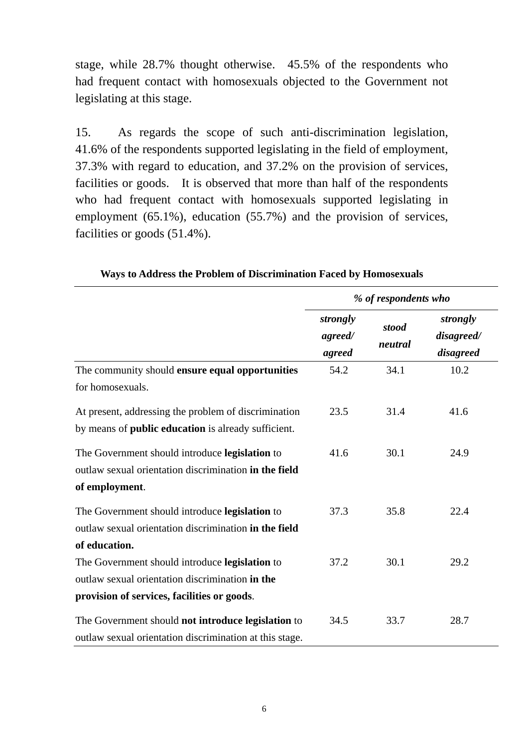stage, while 28.7% thought otherwise. 45.5% of the respondents who had frequent contact with homosexuals objected to the Government not legislating at this stage.

15. As regards the scope of such anti-discrimination legislation, 41.6% of the respondents supported legislating in the field of employment, 37.3% with regard to education, and 37.2% on the provision of services, facilities or goods. It is observed that more than half of the respondents who had frequent contact with homosexuals supported legislating in employment (65.1%), education (55.7%) and the provision of services, facilities or goods (51.4%).

**Ways to Address the Problem of Discrimination Faced by Homosexuals**

| | *% of respondents who* | | |
|---|---|---|---|
| | ***strongly agreed/ agreed*** | ***stood neutral*** | ***strongly disagreed/ disagreed*** |
| The community should **ensure equal opportunities** for homosexuals. | 54.2 | 34.1 | 10.2 |
| At present, addressing the problem of discrimination by means of **public education** is already sufficient. | 23.5 | 31.4 | 41.6 |
| The Government should introduce **legislation** to outlaw sexual orientation discrimination **in the field of employment**. | 41.6 | 30.1 | 24.9 |
| The Government should introduce **legislation** to outlaw sexual orientation discrimination **in the field of education.** | 37.3 | 35.8 | 22.4 |
| The Government should introduce **legislation** to outlaw sexual orientation discrimination **in the provision of services, facilities or goods**. | 37.2 | 30.1 | 29.2 |
| The Government should **not introduce legislation** to outlaw sexual orientation discrimination at this stage. | 34.5 | 33.7 | 28.7 |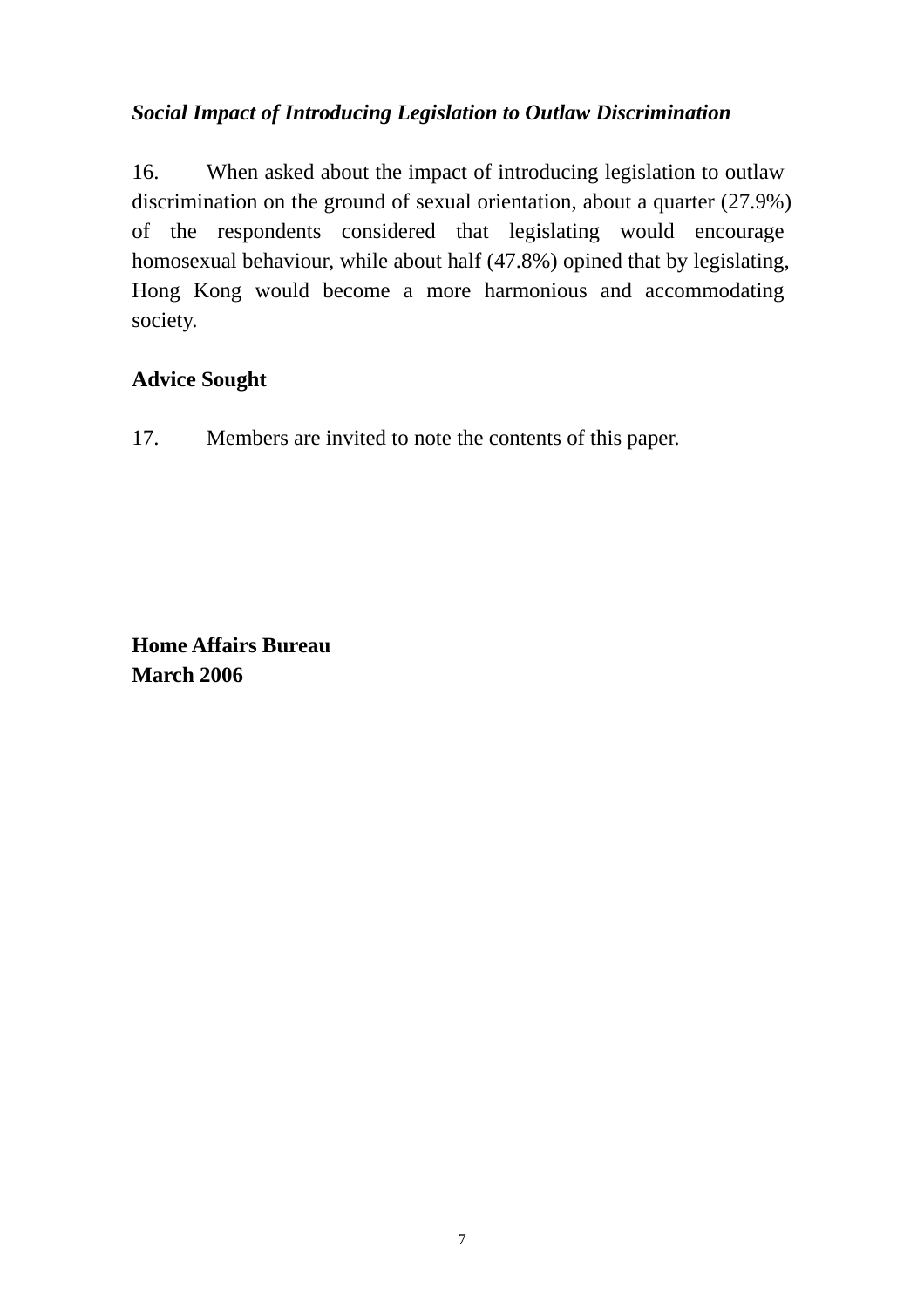*Social Impact of Introducing Legislation to Outlaw Discrimination*

16. When asked about the impact of introducing legislation to outlaw discrimination on the ground of sexual orientation, about a quarter (27.9%) of the respondents considered that legislating would encourage homosexual behaviour, while about half (47.8%) opined that by legislating, Hong Kong would become a more harmonious and accommodating society.

**Advice Sought**

17. Members are invited to note the contents of this paper.

**Home Affairs Bureau**
**March 2006**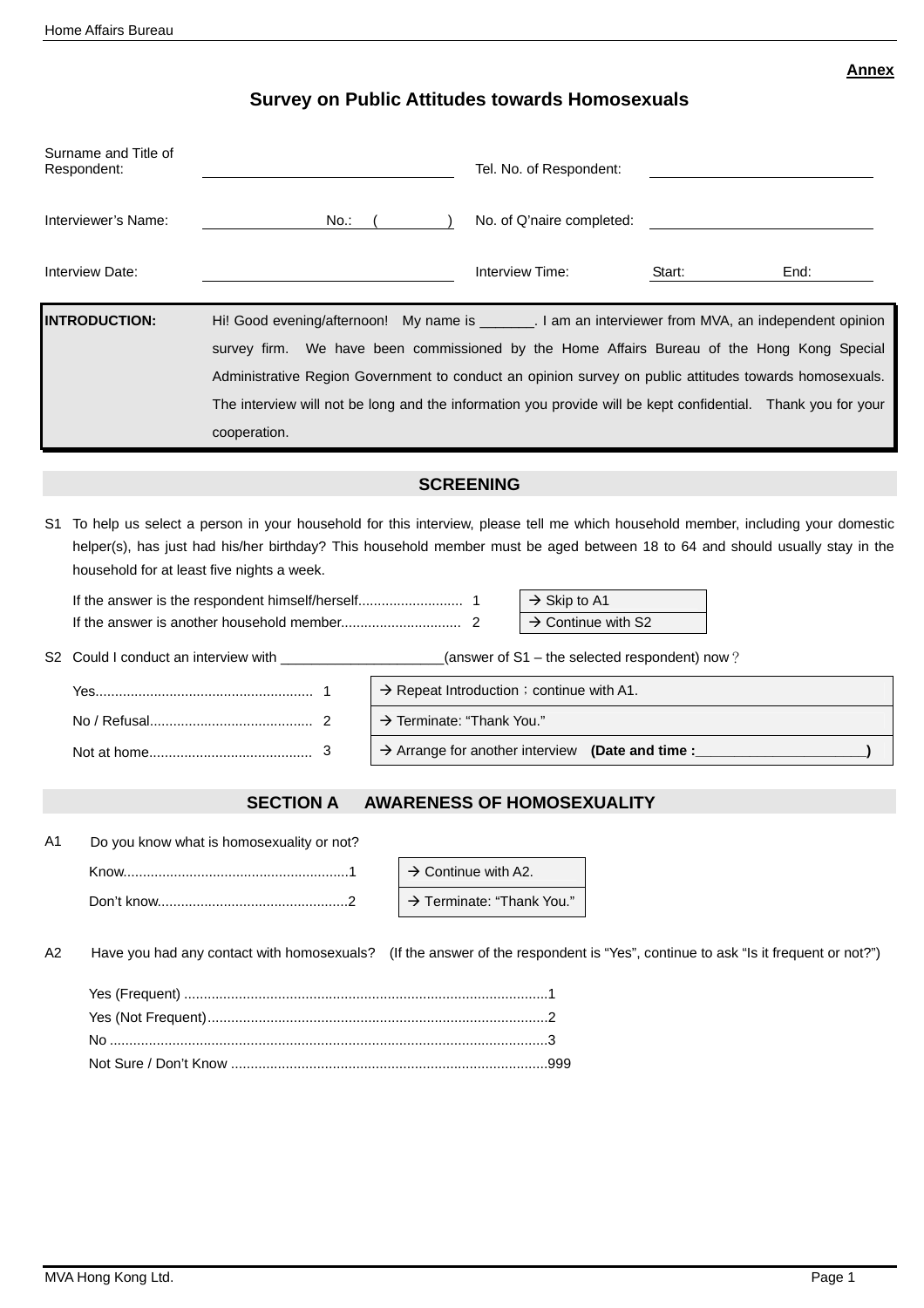**Annex**

# Survey on Public Attitudes towards Homosexuals

| | | | |
|---|---|---|---|
| Surname and Title of Respondent: | ____________________ | Tel. No. of Respondent: | ____________________ |
| Interviewer's Name: | No.: ( ) | No. of Q'naire completed: | ____________________ |
| Interview Date: | ____________________ | Interview Time: | Start: End: |

| | |
|---|---|
| **INTRODUCTION:** | Hi! Good evening/afternoon! My name is _______. I am an interviewer from MVA, an independent opinion survey firm. We have been commissioned by the Home Affairs Bureau of the Hong Kong Special Administrative Region Government to conduct an opinion survey on public attitudes towards homosexuals. The interview will not be long and the information you provide will be kept confidential. Thank you for your cooperation. |

## SCREENING

S1 To help us select a person in your household for this interview, please tell me which household member, including your domestic helper(s), has just had his/her birthday? This household member must be aged between 18 to 64 and should usually stay in the household for at least five nights a week.

| | | |
|---|---|---|
| If the answer is the respondent himself/herself.......................... | 1 | → Skip to A1 |
| If the answer is another household member.............................. | 2 | → Continue with S2 |

S2 Could I conduct an interview with _____________________(answer of S1 – the selected respondent) now？

| | | |
|---|---|---|
| Yes....................................................... | 1 | → Repeat Introduction；continue with A1. |
| No / Refusal.......................................... | 2 | → Terminate: "Thank You." |
| Not at home.......................................... | 3 | → Arrange for another interview **(Date and time :_____________________)** |

## SECTION A AWARENESS OF HOMOSEXUALITY

A1 Do you know what is homosexuality or not?

| | | |
|---|---|---|
| Know......................................................... | 1 | → Continue with A2. |
| Don't know................................................ | 2 | → Terminate: "Thank You." |

A2 Have you had any contact with homosexuals? (If the answer of the respondent is "Yes", continue to ask "Is it frequent or not?")

Yes (Frequent) ............................................................................................1
Yes (Not Frequent).......................................................................................2
No ...............................................................................................................3
Not Sure / Don't Know ................................................................................999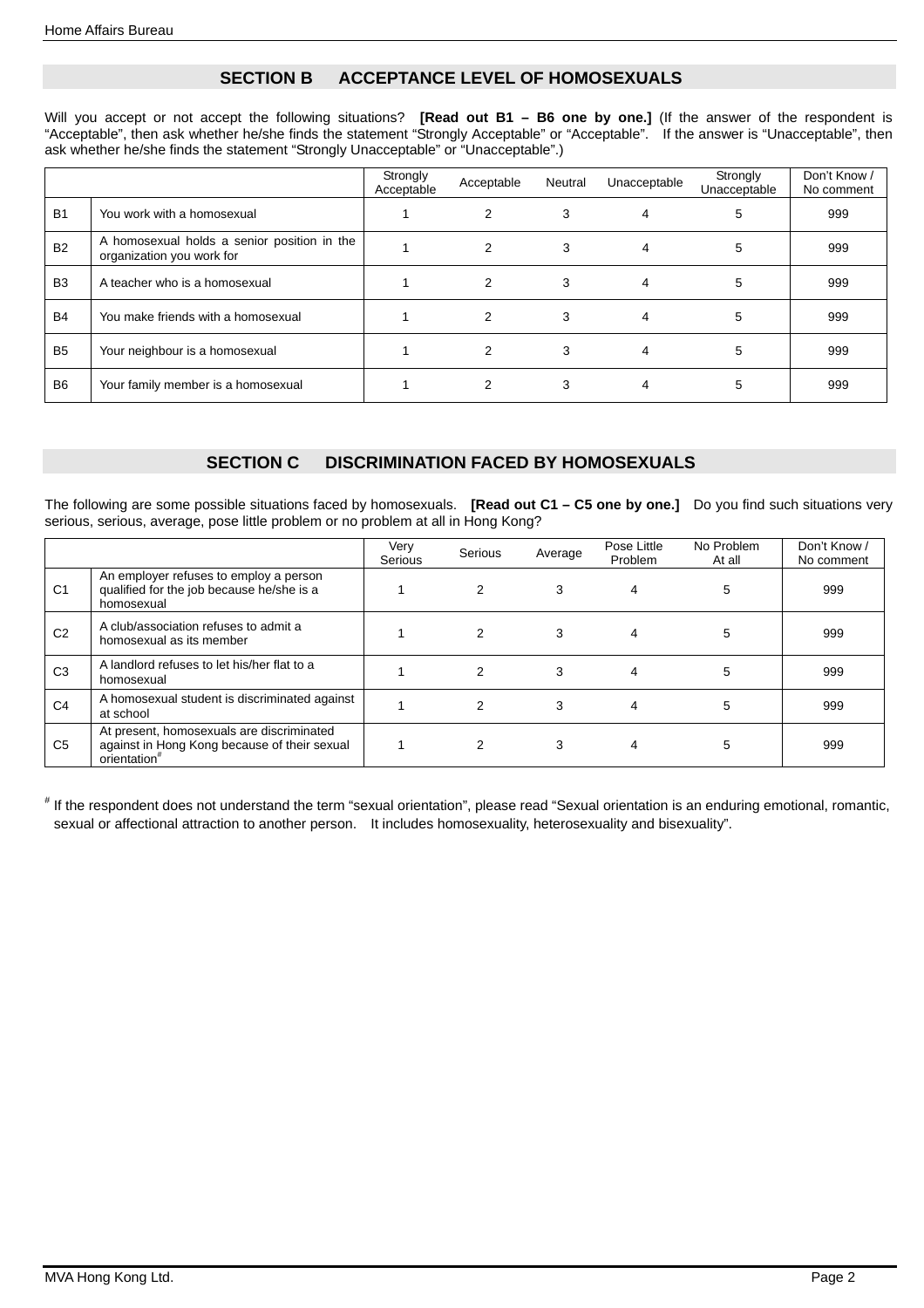## SECTION B ACCEPTANCE LEVEL OF HOMOSEXUALS

Will you accept or not accept the following situations? **[Read out B1 – B6 one by one.]** (If the answer of the respondent is "Acceptable", then ask whether he/she finds the statement "Strongly Acceptable" or "Acceptable". If the answer is "Unacceptable", then ask whether he/she finds the statement "Strongly Unacceptable" or "Unacceptable".)

| | | Strongly Acceptable | Acceptable | Neutral | Unacceptable | Strongly Unacceptable | Don't Know / No comment |
|---|---|---|---|---|---|---|---|
| B1 | You work with a homosexual | 1 | 2 | 3 | 4 | 5 | 999 |
| B2 | A homosexual holds a senior position in the organization you work for | 1 | 2 | 3 | 4 | 5 | 999 |
| B3 | A teacher who is a homosexual | 1 | 2 | 3 | 4 | 5 | 999 |
| B4 | You make friends with a homosexual | 1 | 2 | 3 | 4 | 5 | 999 |
| B5 | Your neighbour is a homosexual | 1 | 2 | 3 | 4 | 5 | 999 |
| B6 | Your family member is a homosexual | 1 | 2 | 3 | 4 | 5 | 999 |

## SECTION C DISCRIMINATION FACED BY HOMOSEXUALS

The following are some possible situations faced by homosexuals. **[Read out C1 – C5 one by one.]** Do you find such situations very serious, serious, average, pose little problem or no problem at all in Hong Kong?

| | | Very Serious | Serious | Average | Pose Little Problem | No Problem At all | Don't Know / No comment |
|---|---|---|---|---|---|---|---|
| C1 | An employer refuses to employ a person qualified for the job because he/she is a homosexual | 1 | 2 | 3 | 4 | 5 | 999 |
| C2 | A club/association refuses to admit a homosexual as its member | 1 | 2 | 3 | 4 | 5 | 999 |
| C3 | A landlord refuses to let his/her flat to a homosexual | 1 | 2 | 3 | 4 | 5 | 999 |
| C4 | A homosexual student is discriminated against at school | 1 | 2 | 3 | 4 | 5 | 999 |
| C5 | At present, homosexuals are discriminated against in Hong Kong because of their sexual orientation# | 1 | 2 | 3 | 4 | 5 | 999 |

# If the respondent does not understand the term "sexual orientation", please read "Sexual orientation is an enduring emotional, romantic, sexual or affectional attraction to another person. It includes homosexuality, heterosexuality and bisexuality".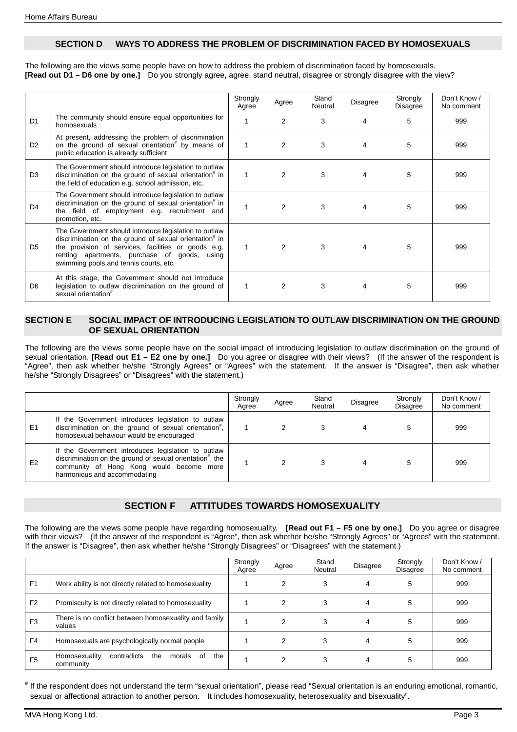## SECTION D WAYS TO ADDRESS THE PROBLEM OF DISCRIMINATION FACED BY HOMOSEXUALS

The following are the views some people have on how to address the problem of discrimination faced by homosexuals.
**[Read out D1 – D6 one by one.]** Do you strongly agree, agree, stand neutral, disagree or strongly disagree with the view?

| | | Strongly Agree | Agree | Stand Neutral | Disagree | Strongly Disagree | Don't Know / No comment |
|---|---|---|---|---|---|---|---|
| D1 | The community should ensure equal opportunities for homosexuals | 1 | 2 | 3 | 4 | 5 | 999 |
| D2 | At present, addressing the problem of discrimination on the ground of sexual orientation# by means of public education is already sufficient | 1 | 2 | 3 | 4 | 5 | 999 |
| D3 | The Government should introduce legislation to outlaw discrimination on the ground of sexual orientation# in the field of education e.g. school admission, etc. | 1 | 2 | 3 | 4 | 5 | 999 |
| D4 | The Government should introduce legislation to outlaw discrimination on the ground of sexual orientation# in the field of employment e.g. recruitment and promotion, etc. | 1 | 2 | 3 | 4 | 5 | 999 |
| D5 | The Government should introduce legislation to outlaw discrimination on the ground of sexual orientation# in the provision of services, facilities or goods e.g. renting apartments, purchase of goods, using swimming pools and tennis courts, etc. | 1 | 2 | 3 | 4 | 5 | 999 |
| D6 | At this stage, the Government should not introduce legislation to outlaw discrimination on the ground of sexual orientation# | 1 | 2 | 3 | 4 | 5 | 999 |

## SECTION E SOCIAL IMPACT OF INTRODUCING LEGISLATION TO OUTLAW DISCRIMINATION ON THE GROUND OF SEXUAL ORIENTATION

The following are the views some people have on the social impact of introducing legislation to outlaw discrimination on the ground of sexual orientation. **[Read out E1 – E2 one by one.]** Do you agree or disagree with their views? (If the answer of the respondent is "Agree", then ask whether he/she "Strongly Agrees" or "Agrees" with the statement. If the answer is "Disagree", then ask whether he/she "Strongly Disagrees" or "Disagrees" with the statement.)

| | | Strongly Agree | Agree | Stand Neutral | Disagree | Strongly Disagree | Don't Know / No comment |
|---|---|---|---|---|---|---|---|
| E1 | If the Government introduces legislation to outlaw discrimination on the ground of sexual orientation#, homosexual behaviour would be encouraged | 1 | 2 | 3 | 4 | 5 | 999 |
| E2 | If the Government introduces legislation to outlaw discrimination on the ground of sexual orientation#, the community of Hong Kong would become more harmonious and accommodating | 1 | 2 | 3 | 4 | 5 | 999 |

## SECTION F ATTITUDES TOWARDS HOMOSEXUALITY

The following are the views some people have regarding homosexuality. **[Read out F1 – F5 one by one.]** Do you agree or disagree with their views? (If the answer of the respondent is "Agree", then ask whether he/she "Strongly Agrees" or "Agrees" with the statement. If the answer is "Disagree", then ask whether he/she "Strongly Disagrees" or "Disagrees" with the statement.)

| | | Strongly Agree | Agree | Stand Neutral | Disagree | Strongly Disagree | Don't Know / No comment |
|---|---|---|---|---|---|---|---|
| F1 | Work ability is not directly related to homosexuality | 1 | 2 | 3 | 4 | 5 | 999 |
| F2 | Promiscuity is not directly related to homosexuality | 1 | 2 | 3 | 4 | 5 | 999 |
| F3 | There is no conflict between homosexuality and family values | 1 | 2 | 3 | 4 | 5 | 999 |
| F4 | Homosexuals are psychologically normal people | 1 | 2 | 3 | 4 | 5 | 999 |
| F5 | Homosexuality contradicts the morals of the community | 1 | 2 | 3 | 4 | 5 | 999 |

# If the respondent does not understand the term "sexual orientation", please read "Sexual orientation is an enduring emotional, romantic, sexual or affectional attraction to another person. It includes homosexuality, heterosexuality and bisexuality".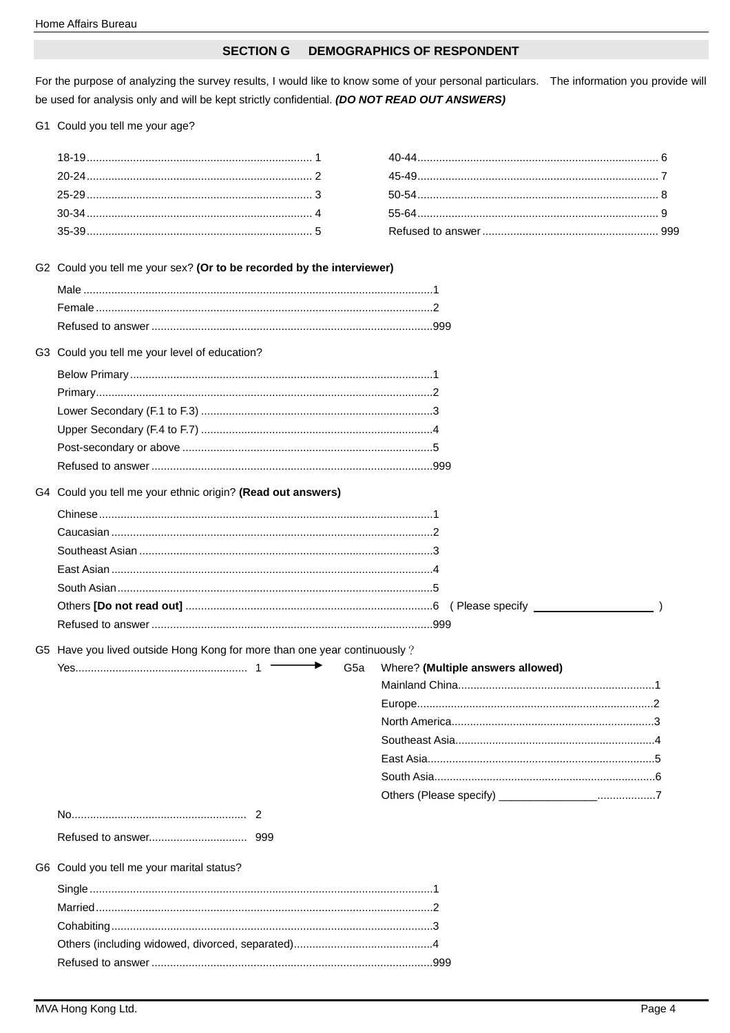## SECTION G DEMOGRAPHICS OF RESPONDENT

For the purpose of analyzing the survey results, I would like to know some of your personal particulars. The information you provide will be used for analysis only and will be kept strictly confidential. ***(DO NOT READ OUT ANSWERS)***

**G1** Could you tell me your age?

| | | | |
|---|---|---|---|
| 18-19 | 1 | 40-44 | 6 |
| 20-24 | 2 | 45-49 | 7 |
| 25-29 | 3 | 50-54 | 8 |
| 30-34 | 4 | 55-64 | 9 |
| 35-39 | 5 | Refused to answer | 999 |

**G2** Could you tell me your sex? **(Or to be recorded by the interviewer)**

- Male ....................1
- Female ....................2
- Refused to answer ....................999

**G3** Could you tell me your level of education?

- Below Primary ....................1
- Primary ....................2
- Lower Secondary (F.1 to F.3) ....................3
- Upper Secondary (F.4 to F.7) ....................4
- Post-secondary or above ....................5
- Refused to answer ....................999

**G4** Could you tell me your ethnic origin? **(Read out answers)**

- Chinese ....................1
- Caucasian ....................2
- Southeast Asian ....................3
- East Asian ....................4
- South Asian ....................5
- Others **[Do not read out]** ....................6 ( Please specify ____________________ )
- Refused to answer ....................999

**G5** Have you lived outside Hong Kong for more than one year continuously？

- Yes.................... 1 → **G5a** Where? **(Multiple answers allowed)**
  - Mainland China....................1
  - Europe....................2
  - North America....................3
  - Southeast Asia....................4
  - East Asia....................5
  - South Asia....................6
  - Others (Please specify) ________________....................7
- No.................... 2
- Refused to answer.................... 999

**G6** Could you tell me your marital status?

- Single ....................1
- Married ....................2
- Cohabiting ....................3
- Others (including widowed, divorced, separated)....................4
- Refused to answer ....................999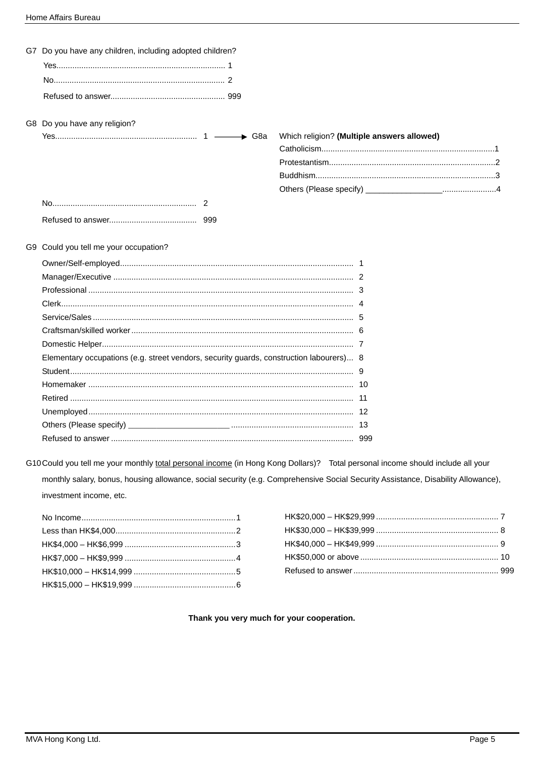G7 Do you have any children, including adopted children?

Yes.......................................................................... 1
No........................................................................... 2
Refused to answer.................................................. 999

G8 Do you have any religion?

Yes.............................................................. 1 → G8a Which religion? **(Multiple answers allowed)**

- Catholicism............................................................................1
- Protestantism.........................................................................2
- Buddhism...............................................................................3
- Others (Please specify) _________________.......................4

No................................................................ 2
Refused to answer...................................... 999

G9 Could you tell me your occupation?

Owner/Self-employed...................................................................................................... 1
Manager/Executive ......................................................................................................... 2
Professional .................................................................................................................... 3
Clerk................................................................................................................................ 4
Service/Sales .................................................................................................................. 5
Craftsman/skilled worker................................................................................................. 6
Domestic Helper.............................................................................................................. 7
Elementary occupations (e.g. street vendors, security guards, construction labourers)... 8
Student............................................................................................................................ 9
Homemaker .................................................................................................................... 10
Retired ............................................................................................................................ 11
Unemployed.................................................................................................................... 12
Others (Please specify) _______________________..................................................... 13
Refused to answer .......................................................................................................... 999

G10 Could you tell me your monthly <u>total personal income</u> (in Hong Kong Dollars)? Total personal income should include all your monthly salary, bonus, housing allowance, social security (e.g. Comprehensive Social Security Assistance, Disability Allowance), investment income, etc.

No Income...................................................................1
Less than HK$4,000....................................................2
HK$4,000 – HK$6,999 ................................................3
HK$7,000 – HK$9,999 ................................................4
HK$10,000 – HK$14,999 ............................................5
HK$15,000 – HK$19,999 ............................................6
HK$20,000 – HK$29,999 ..................................................... 7
HK$30,000 – HK$39,999 ..................................................... 8
HK$40,000 – HK$49,999 ..................................................... 9
HK$50,000 or above ............................................................ 10
Refused to answer ............................................................... 999

**Thank you very much for your cooperation.**